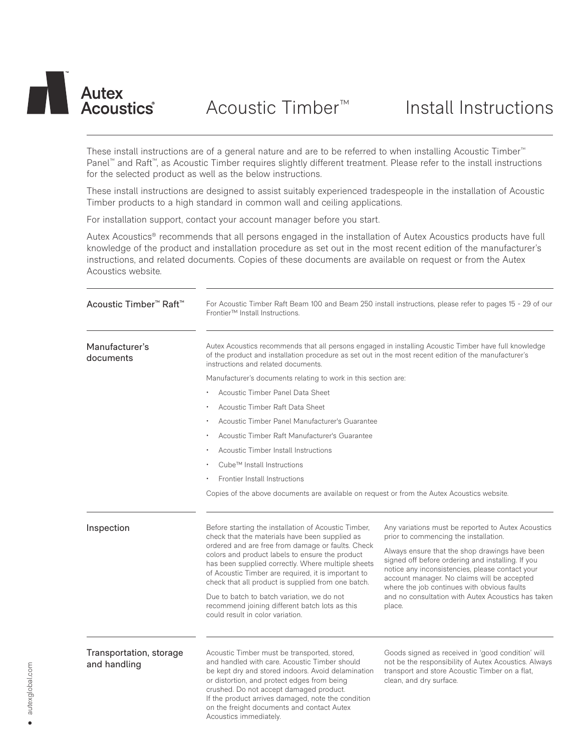# Autex Acoustics® Acoustic Timber™ Install Instructions

These install instructions are of a general nature and are to be referred to when installing Acoustic Timber™ Panel™ and Raft™, as Acoustic Timber requires slightly different treatment. Please refer to the install instructions for the selected product as well as the below instructions.

These install instructions are designed to assist suitably experienced tradespeople in the installation of Acoustic Timber products to a high standard in common wall and ceiling applications.

For installation support, contact your account manager before you start.

Autex Acoustics® recommends that all persons engaged in the installation of Autex Acoustics products have full knowledge of the product and installation procedure as set out in the most recent edition of the manufacturer's instructions, and related documents. Copies of these documents are available on request or from the Autex Acoustics website.

## Acoustic Timber™ Raft™

For Acoustic Timber Raft Beam 100 and Beam 250 install instructions, please refer to pages 15 - 29 of our Frontier™ Install Instructions.

## Manufacturer's documents

Autex Acoustics recommends that all persons engaged in installing Acoustic Timber have full knowledge of the product and installation procedure as set out in the most recent edition of the manufacturer's instructions and related documents.

Manufacturer's documents relating to work in this section are:

- Acoustic Timber Panel Data Sheet
- Acoustic Timber Raft Data Sheet
- Acoustic Timber Panel Manufacturer's Guarantee
- Acoustic Timber Raft Manufacturer's Guarantee
- Acoustic Timber Install Instructions
- Cube™ Install Instructions
- Frontier Install Instructions

Copies of the above documents are available on request or from the Autex Acoustics website.

## Inspection

Before starting the installation of Acoustic Timber, check that the materials have been supplied as ordered and are free from damage or faults. Check colors and product labels to ensure the product has been supplied correctly. Where multiple sheets of Acoustic Timber are required, it is important to check that all product is supplied from one batch.

Due to batch to batch variation, we do not recommend joining different batch lots as this could result in color variation.

Any variations must be reported to Autex Acoustics prior to commencing the installation.

Always ensure that the shop drawings have been signed off before ordering and installing. If you notice any inconsistencies, please contact your account manager. No claims will be accepted where the job continues with obvious faults and no consultation with Autex Acoustics has taken place.

## Transportation, storage and handling

Acoustic Timber must be transported, stored, and handled with care. Acoustic Timber should be kept dry and stored indoors. Avoid delamination or distortion, and protect edges from being crushed. Do not accept damaged product. If the product arrives damaged, note the condition on the freight documents and contact Autex Acoustics immediately.

Goods signed as received in 'good condition' will not be the responsibility of Autex Acoustics. Always transport and store Acoustic Timber on a flat, clean, and dry surface.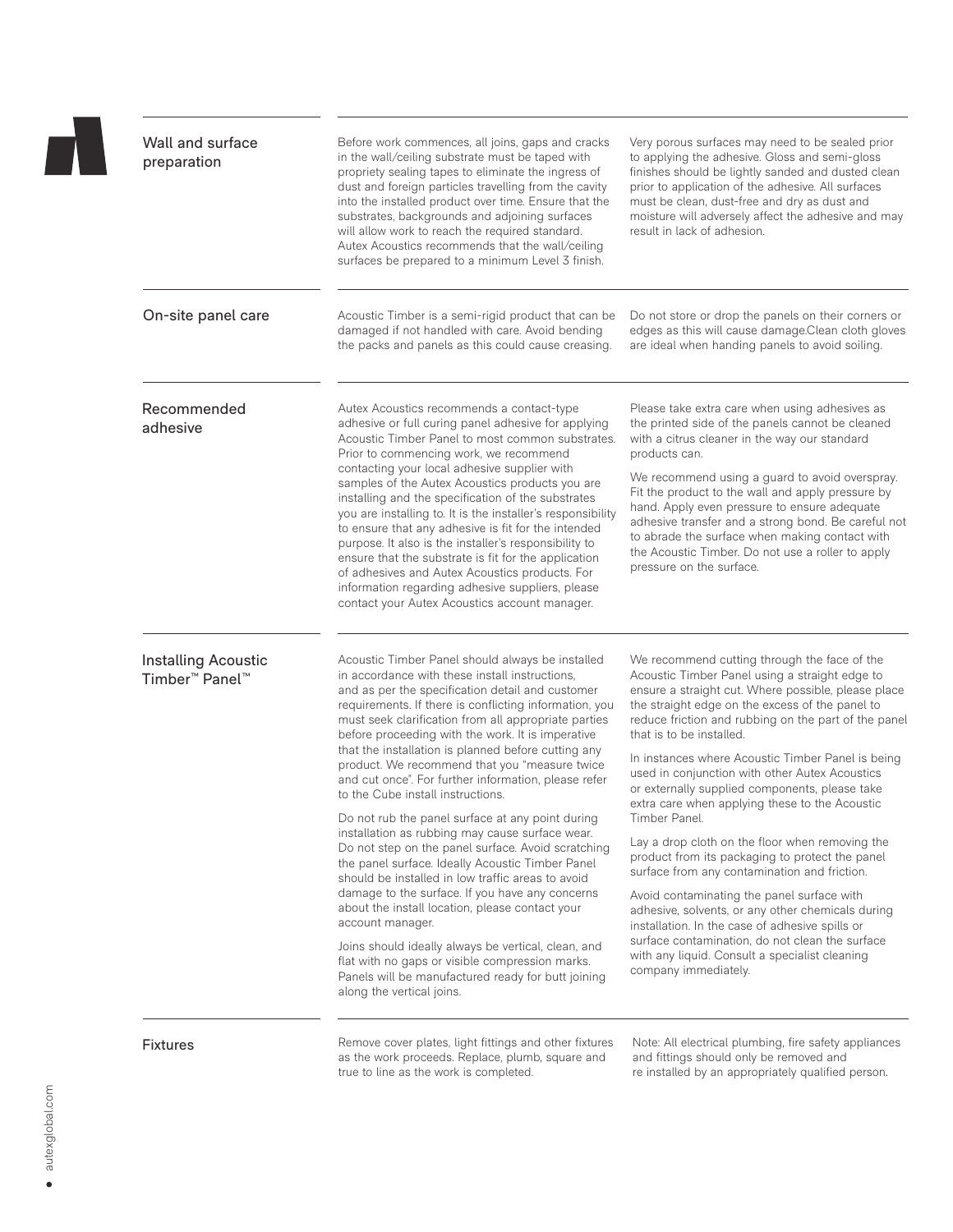## Wall and surface preparation

Before work commences, all joins, gaps and cracks in the wall/ceiling substrate must be taped with propriety sealing tapes to eliminate the ingress of dust and foreign particles travelling from the cavity into the installed product over time. Ensure that the substrates, backgrounds and adjoining surfaces will allow work to reach the required standard. Autex Acoustics recommends that the wall/ceiling surfaces be prepared to a minimum Level 3 finish.

Very porous surfaces may need to be sealed prior to applying the adhesive. Gloss and semi-gloss finishes should be lightly sanded and dusted clean prior to application of the adhesive. All surfaces must be clean, dust-free and dry as dust and moisture will adversely affect the adhesive and may result in lack of adhesion.

## On-site panel care

Acoustic Timber is a semi-rigid product that can be damaged if not handled with care. Avoid bending the packs and panels as this could cause creasing.

Do not store or drop the panels on their corners or edges as this will cause damage.Clean cloth gloves are ideal when handing panels to avoid soiling.

## Recommended adhesive

Autex Acoustics recommends a contact-type adhesive or full curing panel adhesive for applying Acoustic Timber Panel to most common substrates. Prior to commencing work, we recommend contacting your local adhesive supplier with samples of the Autex Acoustics products you are installing and the specification of the substrates you are installing to. It is the installer's responsibility to ensure that any adhesive is fit for the intended purpose. It also is the installer's responsibility to ensure that the substrate is fit for the application of adhesives and Autex Acoustics products. For information regarding adhesive suppliers, please contact your Autex Acoustics account manager.

Please take extra care when using adhesives as the printed side of the panels cannot be cleaned with a citrus cleaner in the way our standard products can.

We recommend using a guard to avoid overspray. Fit the product to the wall and apply pressure by hand. Apply even pressure to ensure adequate adhesive transfer and a strong bond. Be careful not to abrade the surface when making contact with the Acoustic Timber. Do not use a roller to apply pressure on the surface.

## Installing Acoustic Timber™ Panel™

Acoustic Timber Panel should always be installed in accordance with these install instructions, and as per the specification detail and customer requirements. If there is conflicting information, you must seek clarification from all appropriate parties before proceeding with the work. It is imperative that the installation is planned before cutting any product. We recommend that you "measure twice and cut once". For further information, please refer to the Cube install instructions.

Do not rub the panel surface at any point during installation as rubbing may cause surface wear. Do not step on the panel surface. Avoid scratching the panel surface. Ideally Acoustic Timber Panel should be installed in low traffic areas to avoid damage to the surface. If you have any concerns about the install location, please contact your account manager.

Joins should ideally always be vertical, clean, and flat with no gaps or visible compression marks. Panels will be manufactured ready for butt joining along the vertical joins.

We recommend cutting through the face of the Acoustic Timber Panel using a straight edge to ensure a straight cut. Where possible, please place the straight edge on the excess of the panel to reduce friction and rubbing on the part of the panel that is to be installed.

In instances where Acoustic Timber Panel is being used in conjunction with other Autex Acoustics or externally supplied components, please take extra care when applying these to the Acoustic Timber Panel.

Lay a drop cloth on the floor when removing the product from its packaging to protect the panel surface from any contamination and friction.

Avoid contaminating the panel surface with adhesive, solvents, or any other chemicals during installation. In the case of adhesive spills or surface contamination, do not clean the surface with any liquid. Consult a specialist cleaning company immediately.

## Fixtures

Remove cover plates, light fittings and other fixtures as the work proceeds. Replace, plumb, square and true to line as the work is completed.

Note: All electrical plumbing, fire safety appliances and fittings should only be removed and re installed by an appropriately qualified person.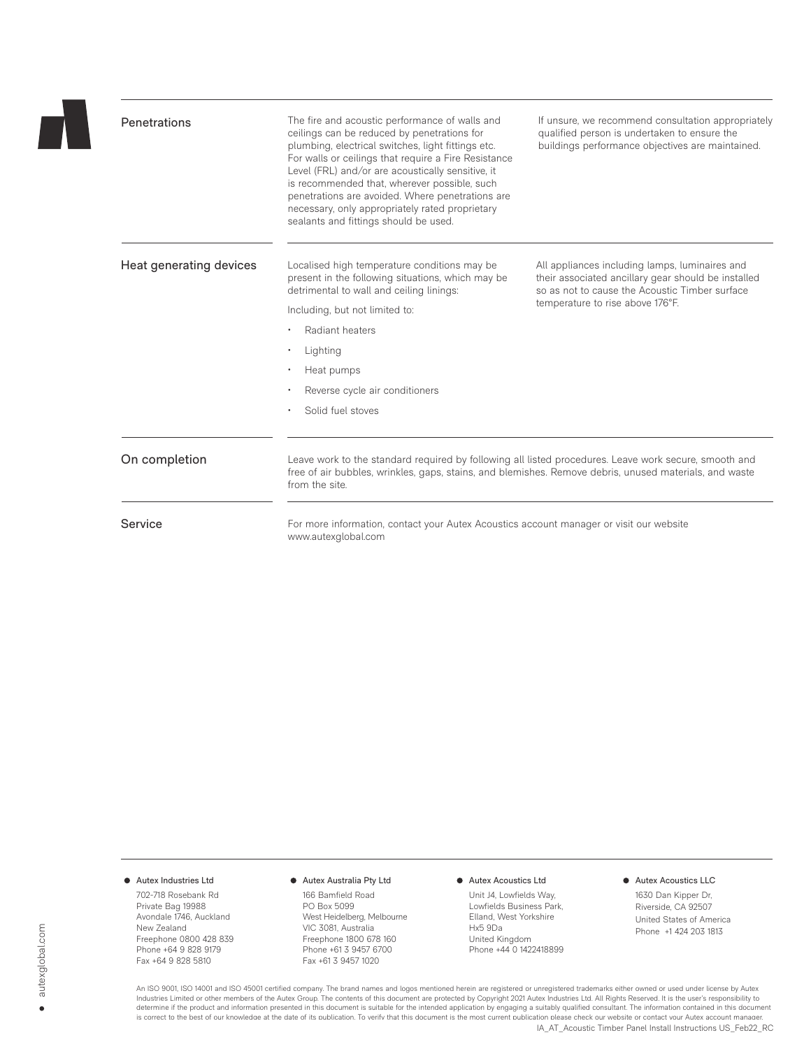## Penetrations

The fire and acoustic performance of walls and ceilings can be reduced by penetrations for plumbing, electrical switches, light fittings etc. For walls or ceilings that require a Fire Resistance Level (FRL) and/or are acoustically sensitive, it is recommended that, wherever possible, such penetrations are avoided. Where penetrations are necessary, only appropriately rated proprietary sealants and fittings should be used.

If unsure, we recommend consultation appropriately qualified person is undertaken to ensure the buildings performance objectives are maintained.

## Heat generating devices

Localised high temperature conditions may be present in the following situations, which may be detrimental to wall and ceiling linings:

Including, but not limited to:

- Radiant heaters
- Lighting
- Heat pumps
- Reverse cycle air conditioners
- Solid fuel stoves

All appliances including lamps, luminaires and their associated ancillary gear should be installed so as not to cause the Acoustic Timber surface temperature to rise above 176°F.

## On completion

Leave work to the standard required by following all listed procedures. Leave work secure, smooth and free of air bubbles, wrinkles, gaps, stains, and blemishes. Remove debris, unused materials, and waste from the site.

## Service

For more information, contact your Autex Acoustics account manager or visit our website www.autexglobal.com

---

**Autex Industries Ltd**
702-718 Rosebank Rd
Private Bag 19988
Avondale 1746, Auckland
New Zealand
Freephone 0800 428 839
Phone +64 9 828 9179
Fax +64 9 828 5810

**Autex Australia Pty Ltd**
166 Bamfield Road
PO Box 5099
West Heidelberg, Melbourne
VIC 3081, Australia
Freephone 1800 678 160
Phone +61 3 9457 6700
Fax +61 3 9457 1020

**Autex Acoustics Ltd**
Unit J4, Lowfields Way,
Lowfields Business Park,
Elland, West Yorkshire
Hx5 9Da
United Kingdom
Phone +44 0 1422418899

**Autex Acoustics LLC**
1630 Dan Kipper Dr,
Riverside, CA 92507
United States of America
Phone +1 424 203 1813

An ISO 9001, ISO 14001 and ISO 45001 certified company. The brand names and logos mentioned herein are registered or unregistered trademarks either owned or used under license by Autex Industries Limited or other members of the Autex Group. The contents of this document are protected by Copyright 2021 Autex Industries Ltd. All Rights Reserved. It is the user's responsibility to determine if the product and information presented in this document is suitable for the intended application by engaging a suitably qualified consultant. The information contained in this document is correct to the best of our knowledge at the date of its publication. To verify that this document is the most current publication please check our website or contact your Autex account manager.

IA_AT_Acoustic Timber Panel Install Instructions US_Feb22_RC